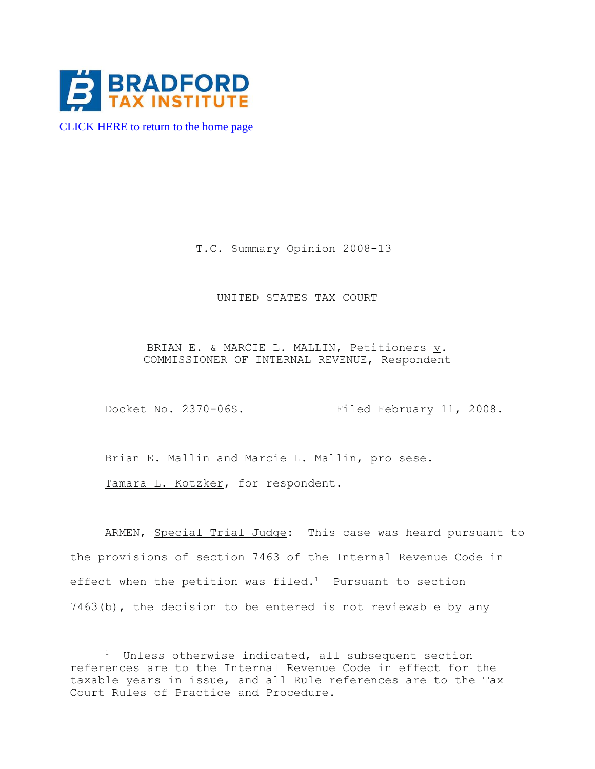BRADFORD TAX INSTITUTE

CLICK HERE to return to the home page

T.C. Summary Opinion 2008-13

UNITED STATES TAX COURT

BRIAN E. & MARCIE L. MALLIN, Petitioners *v.* COMMISSIONER OF INTERNAL REVENUE, Respondent

Docket No. 2370-06S. Filed February 11, 2008.

Brian E. Mallin and Marcie L. Mallin, pro sese.

Tamara L. Kotzker, for respondent.

ARMEN, *Special Trial Judge*: This case was heard pursuant to the provisions of section 7463 of the Internal Revenue Code in effect when the petition was filed.[1] Pursuant to section 7463(b), the decision to be entered is not reviewable by any

---

[1] Unless otherwise indicated, all subsequent section references are to the Internal Revenue Code in effect for the taxable years in issue, and all Rule references are to the Tax Court Rules of Practice and Procedure.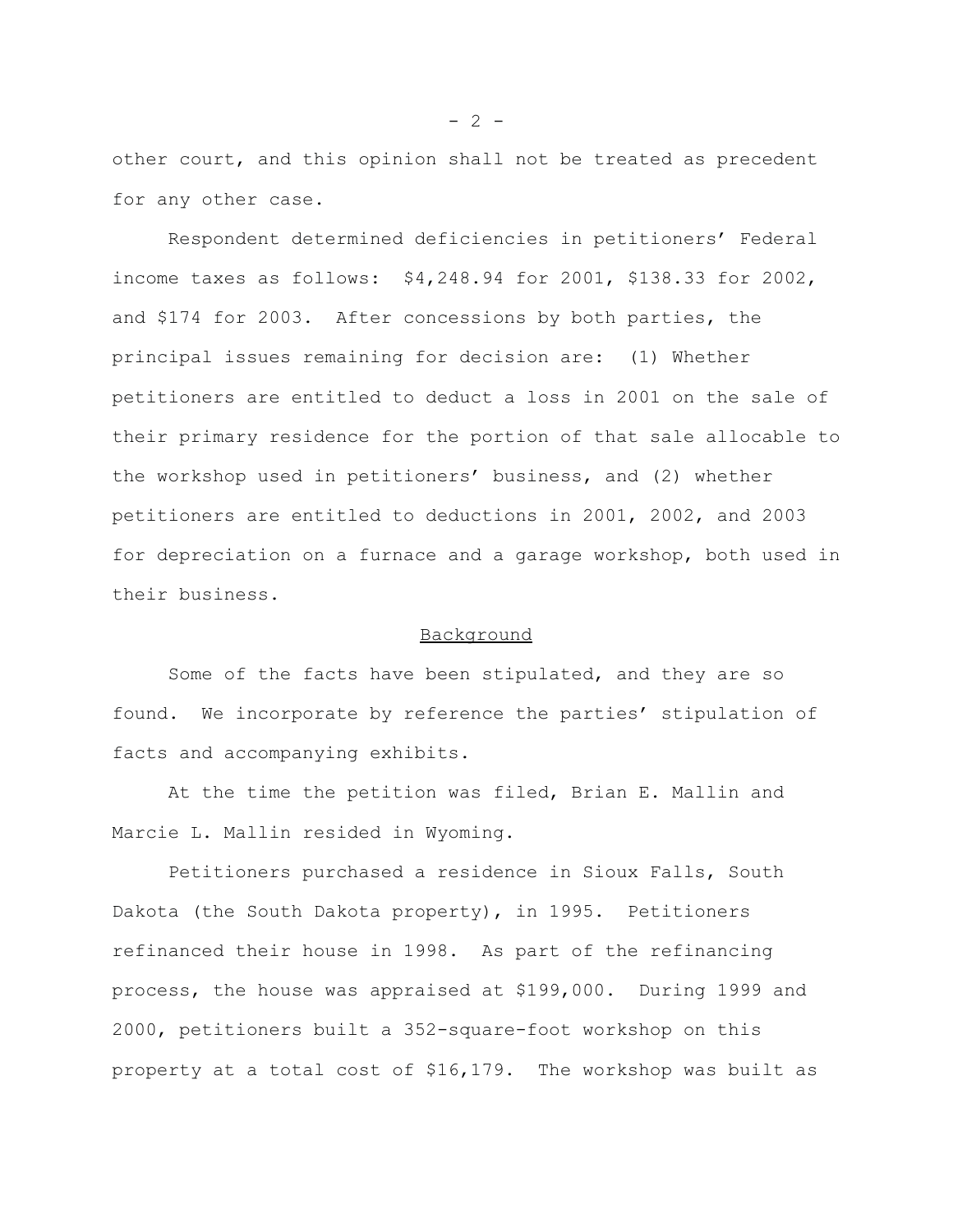other court, and this opinion shall not be treated as precedent for any other case.

Respondent determined deficiencies in petitioners' Federal income taxes as follows: $4,248.94 for 2001, $138.33 for 2002, and $174 for 2003. After concessions by both parties, the principal issues remaining for decision are: (1) Whether petitioners are entitled to deduct a loss in 2001 on the sale of their primary residence for the portion of that sale allocable to the workshop used in petitioners' business, and (2) whether petitioners are entitled to deductions in 2001, 2002, and 2003 for depreciation on a furnace and a garage workshop, both used in their business.

## Background

Some of the facts have been stipulated, and they are so found. We incorporate by reference the parties' stipulation of facts and accompanying exhibits.

At the time the petition was filed, Brian E. Mallin and Marcie L. Mallin resided in Wyoming.

Petitioners purchased a residence in Sioux Falls, South Dakota (the South Dakota property), in 1995. Petitioners refinanced their house in 1998. As part of the refinancing process, the house was appraised at $199,000. During 1999 and 2000, petitioners built a 352-square-foot workshop on this property at a total cost of $16,179. The workshop was built as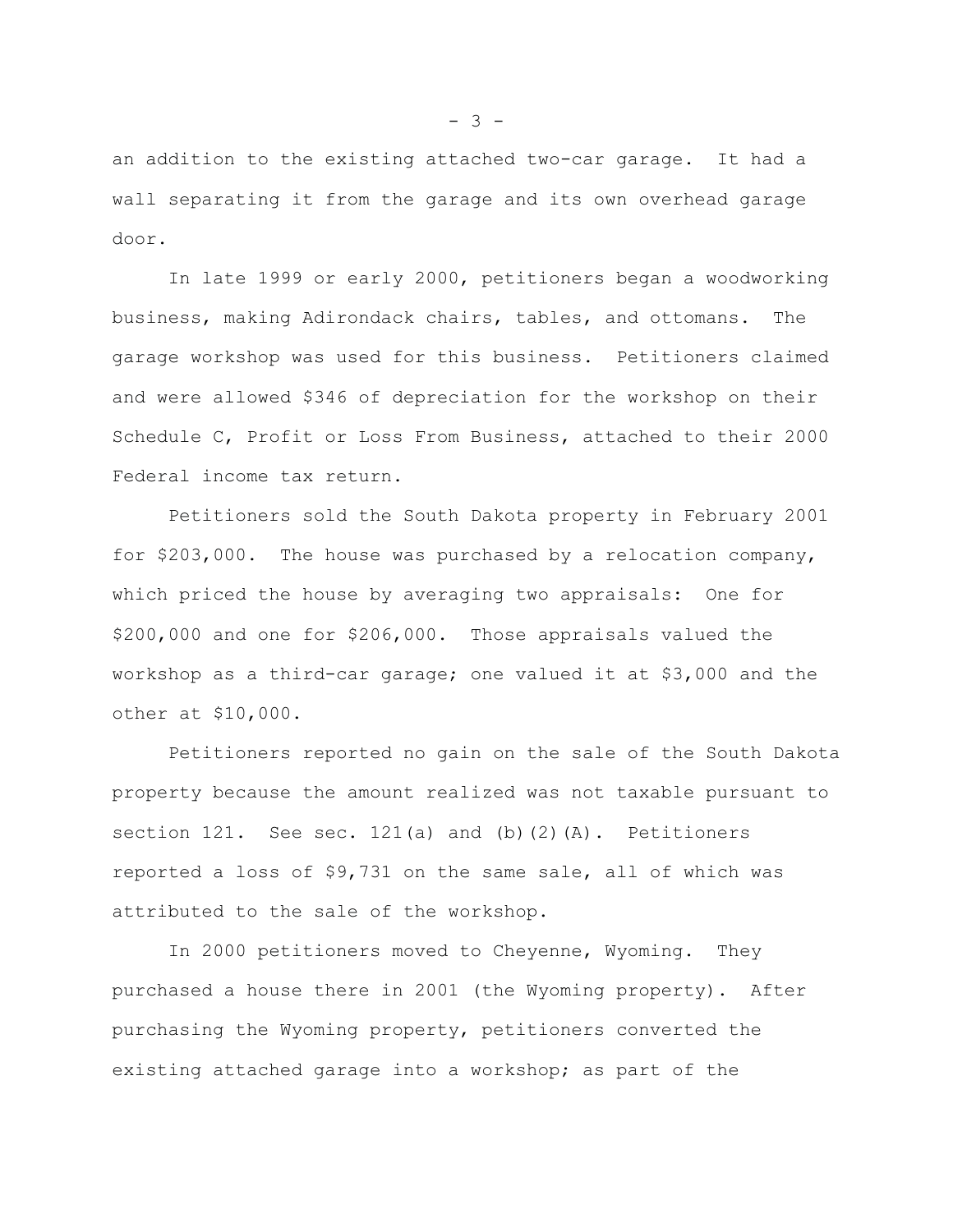an addition to the existing attached two-car garage. It had a wall separating it from the garage and its own overhead garage door.

In late 1999 or early 2000, petitioners began a woodworking business, making Adirondack chairs, tables, and ottomans. The garage workshop was used for this business. Petitioners claimed and were allowed $346 of depreciation for the workshop on their Schedule C, Profit or Loss From Business, attached to their 2000 Federal income tax return.

Petitioners sold the South Dakota property in February 2001 for $203,000. The house was purchased by a relocation company, which priced the house by averaging two appraisals: One for $200,000 and one for $206,000. Those appraisals valued the workshop as a third-car garage; one valued it at $3,000 and the other at $10,000.

Petitioners reported no gain on the sale of the South Dakota property because the amount realized was not taxable pursuant to section 121. See sec. 121(a) and (b)(2)(A). Petitioners reported a loss of $9,731 on the same sale, all of which was attributed to the sale of the workshop.

In 2000 petitioners moved to Cheyenne, Wyoming. They purchased a house there in 2001 (the Wyoming property). After purchasing the Wyoming property, petitioners converted the existing attached garage into a workshop; as part of the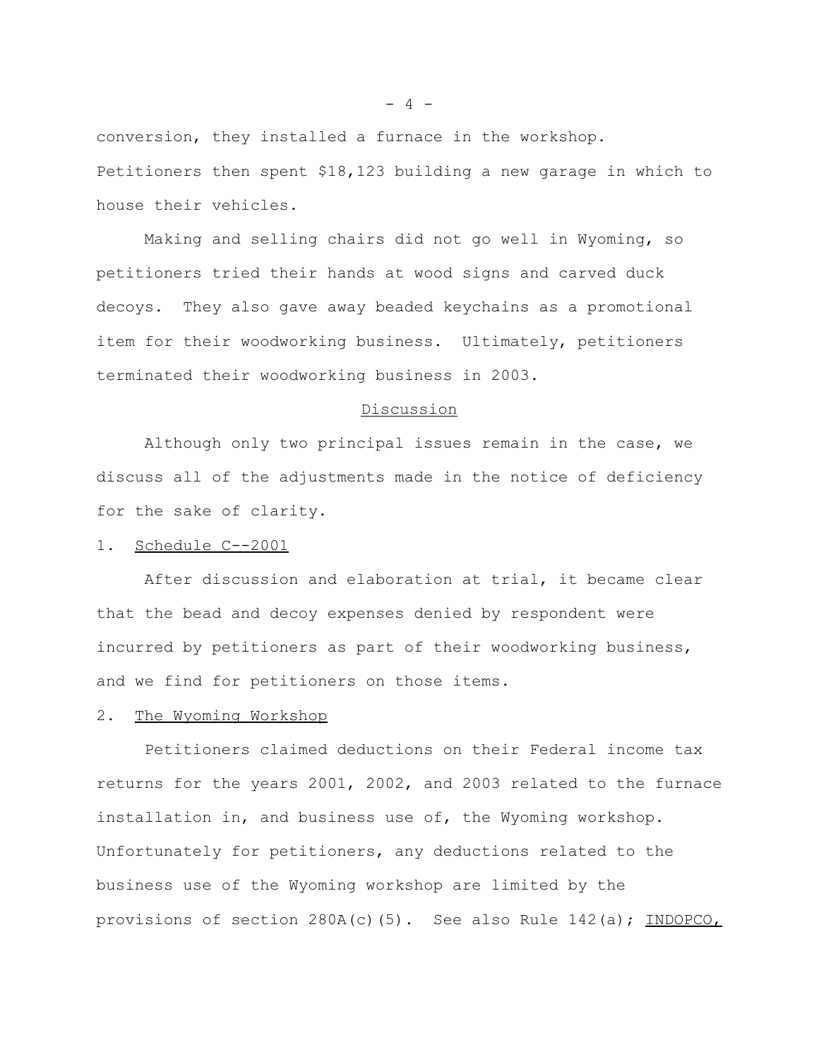conversion, they installed a furnace in the workshop. Petitioners then spent $18,123 building a new garage in which to house their vehicles.

Making and selling chairs did not go well in Wyoming, so petitioners tried their hands at wood signs and carved duck decoys. They also gave away beaded keychains as a promotional item for their woodworking business. Ultimately, petitioners terminated their woodworking business in 2003.

## Discussion

Although only two principal issues remain in the case, we discuss all of the adjustments made in the notice of deficiency for the sake of clarity.

### 1. Schedule C--2001

After discussion and elaboration at trial, it became clear that the bead and decoy expenses denied by respondent were incurred by petitioners as part of their woodworking business, and we find for petitioners on those items.

### 2. The Wyoming Workshop

Petitioners claimed deductions on their Federal income tax returns for the years 2001, 2002, and 2003 related to the furnace installation in, and business use of, the Wyoming workshop. Unfortunately for petitioners, any deductions related to the business use of the Wyoming workshop are limited by the provisions of section 280A(c)(5). See also Rule 142(a); INDOPCO,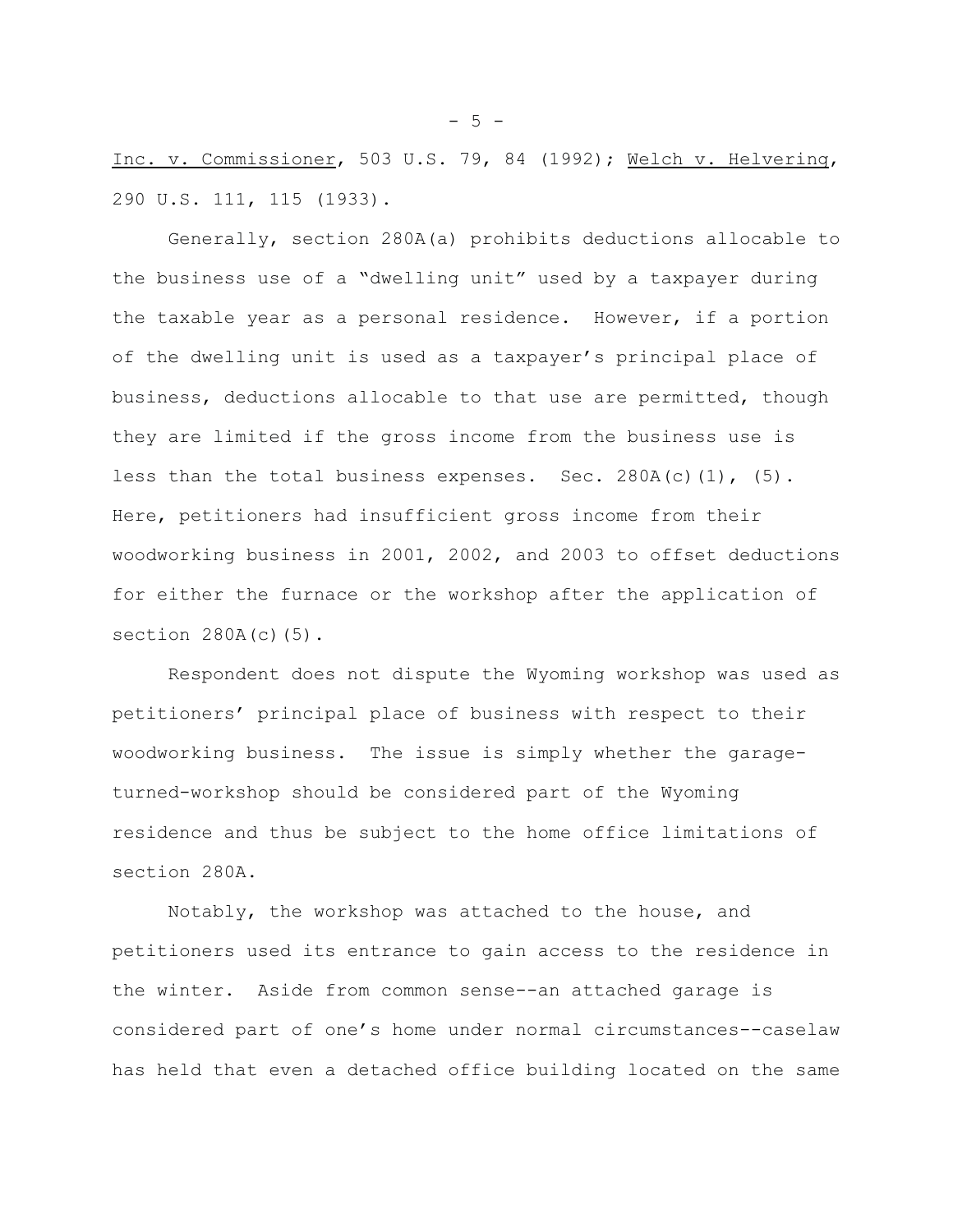Inc. v. Commissioner, 503 U.S. 79, 84 (1992); Welch v. Helvering, 290 U.S. 111, 115 (1933).

Generally, section 280A(a) prohibits deductions allocable to the business use of a "dwelling unit" used by a taxpayer during the taxable year as a personal residence. However, if a portion of the dwelling unit is used as a taxpayer's principal place of business, deductions allocable to that use are permitted, though they are limited if the gross income from the business use is less than the total business expenses. Sec. 280A(c)(1), (5). Here, petitioners had insufficient gross income from their woodworking business in 2001, 2002, and 2003 to offset deductions for either the furnace or the workshop after the application of section 280A(c)(5).

Respondent does not dispute the Wyoming workshop was used as petitioners' principal place of business with respect to their woodworking business. The issue is simply whether the garage-turned-workshop should be considered part of the Wyoming residence and thus be subject to the home office limitations of section 280A.

Notably, the workshop was attached to the house, and petitioners used its entrance to gain access to the residence in the winter. Aside from common sense--an attached garage is considered part of one's home under normal circumstances--caselaw has held that even a detached office building located on the same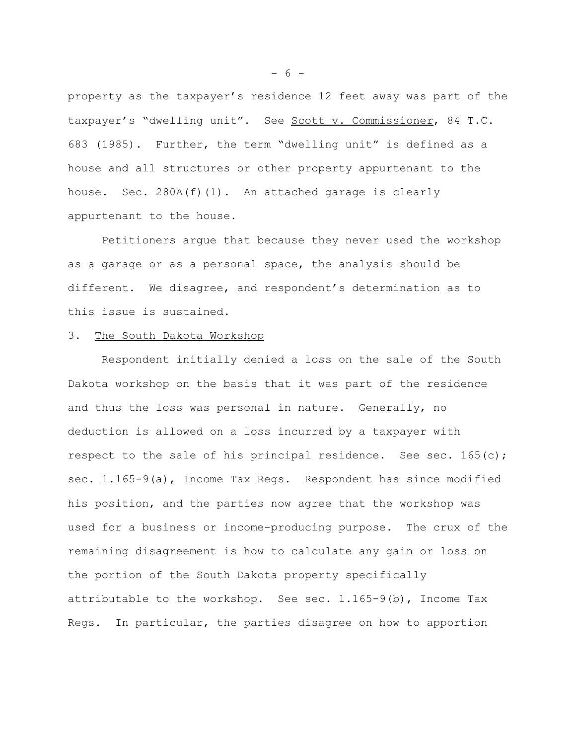property as the taxpayer's residence 12 feet away was part of the taxpayer's "dwelling unit". See Scott v. Commissioner, 84 T.C. 683 (1985). Further, the term "dwelling unit" is defined as a house and all structures or other property appurtenant to the house. Sec. 280A(f)(1). An attached garage is clearly appurtenant to the house.

Petitioners argue that because they never used the workshop as a garage or as a personal space, the analysis should be different. We disagree, and respondent's determination as to this issue is sustained.

3. The South Dakota Workshop

Respondent initially denied a loss on the sale of the South Dakota workshop on the basis that it was part of the residence and thus the loss was personal in nature. Generally, no deduction is allowed on a loss incurred by a taxpayer with respect to the sale of his principal residence. See sec. 165(c); sec. 1.165-9(a), Income Tax Regs. Respondent has since modified his position, and the parties now agree that the workshop was used for a business or income-producing purpose. The crux of the remaining disagreement is how to calculate any gain or loss on the portion of the South Dakota property specifically attributable to the workshop. See sec. 1.165-9(b), Income Tax Regs. In particular, the parties disagree on how to apportion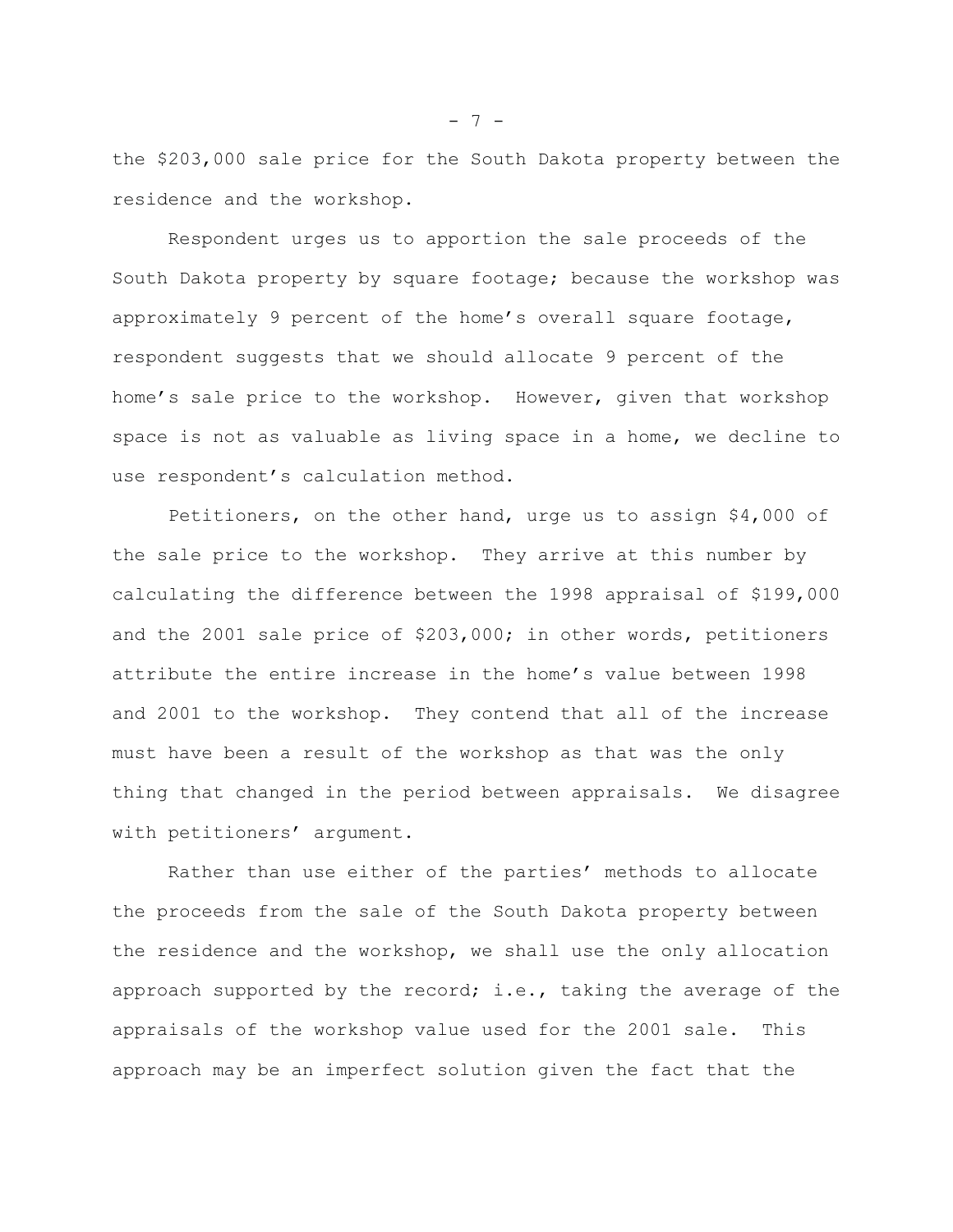the $203,000 sale price for the South Dakota property between the residence and the workshop.

Respondent urges us to apportion the sale proceeds of the South Dakota property by square footage; because the workshop was approximately 9 percent of the home's overall square footage, respondent suggests that we should allocate 9 percent of the home's sale price to the workshop. However, given that workshop space is not as valuable as living space in a home, we decline to use respondent's calculation method.

Petitioners, on the other hand, urge us to assign $4,000 of the sale price to the workshop. They arrive at this number by calculating the difference between the 1998 appraisal of $199,000 and the 2001 sale price of $203,000; in other words, petitioners attribute the entire increase in the home's value between 1998 and 2001 to the workshop. They contend that all of the increase must have been a result of the workshop as that was the only thing that changed in the period between appraisals. We disagree with petitioners' argument.

Rather than use either of the parties' methods to allocate the proceeds from the sale of the South Dakota property between the residence and the workshop, we shall use the only allocation approach supported by the record; i.e., taking the average of the appraisals of the workshop value used for the 2001 sale. This approach may be an imperfect solution given the fact that the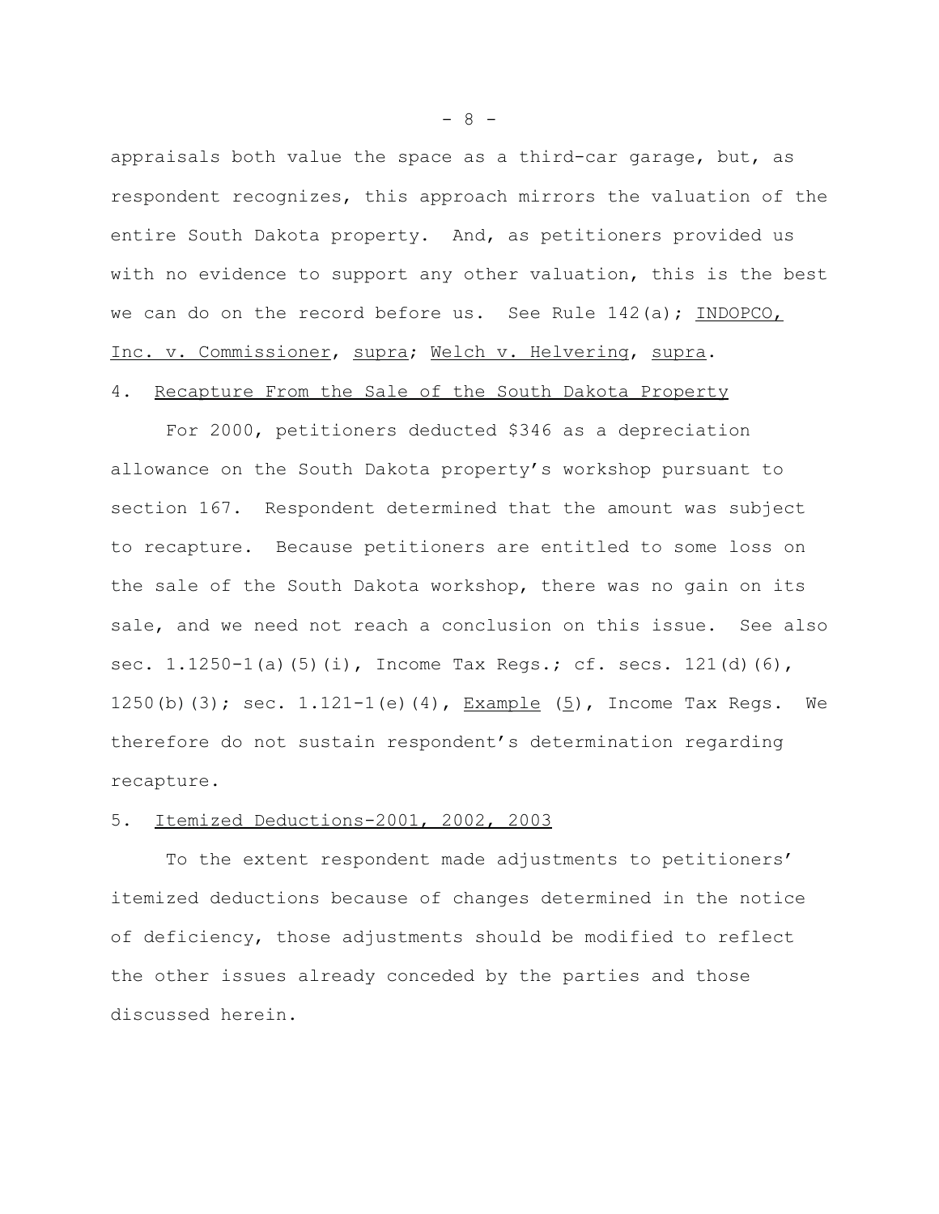appraisals both value the space as a third-car garage, but, as respondent recognizes, this approach mirrors the valuation of the entire South Dakota property. And, as petitioners provided us with no evidence to support any other valuation, this is the best we can do on the record before us. See Rule 142(a); INDOPCO, Inc. v. Commissioner, supra; Welch v. Helvering, supra.

4. Recapture From the Sale of the South Dakota Property

For 2000, petitioners deducted \$346 as a depreciation allowance on the South Dakota property's workshop pursuant to section 167. Respondent determined that the amount was subject to recapture. Because petitioners are entitled to some loss on the sale of the South Dakota workshop, there was no gain on its sale, and we need not reach a conclusion on this issue. See also sec. 1.1250-1(a)(5)(i), Income Tax Regs.; cf. secs. 121(d)(6), 1250(b)(3); sec. 1.121-1(e)(4), Example (5), Income Tax Regs. We therefore do not sustain respondent's determination regarding recapture.

5. Itemized Deductions-2001, 2002, 2003

To the extent respondent made adjustments to petitioners' itemized deductions because of changes determined in the notice of deficiency, those adjustments should be modified to reflect the other issues already conceded by the parties and those discussed herein.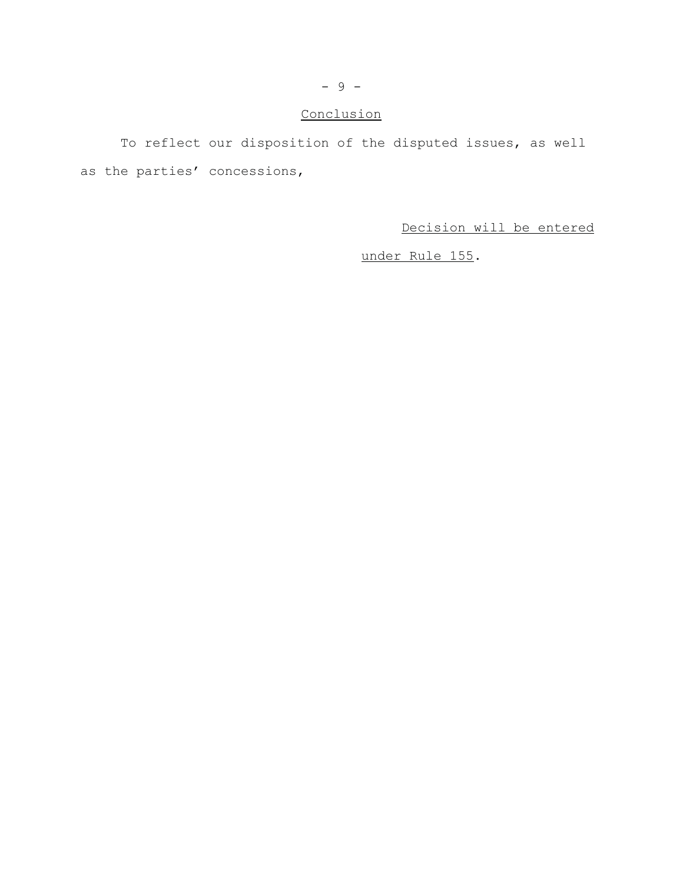## Conclusion

To reflect our disposition of the disputed issues, as well as the parties' concessions,

Decision will be entered under Rule 155.